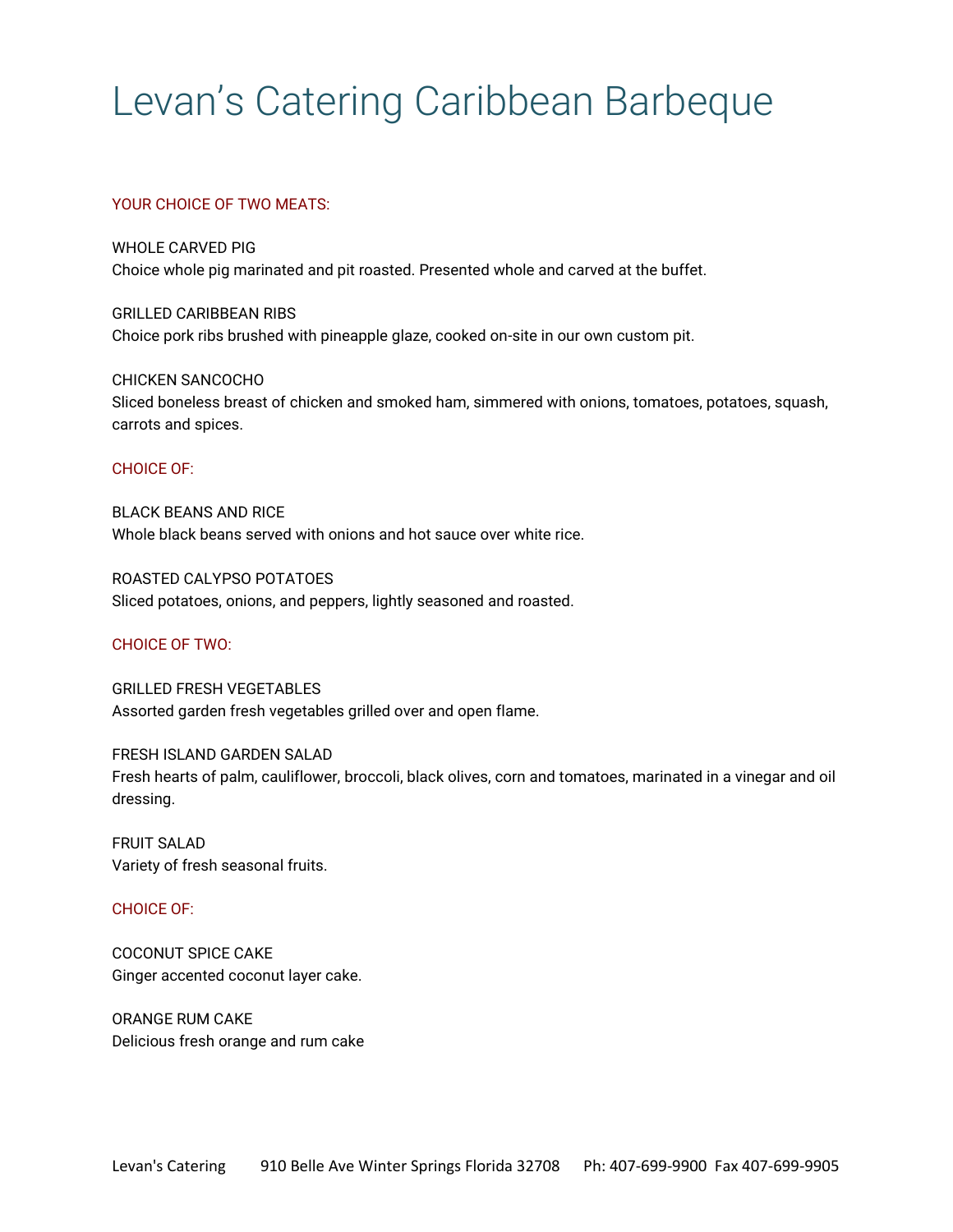# Levan’s Catering Caribbean Barbeque

## YOUR CHOICE OF TWO MEATS:

WHOLE CARVED PIG
Choice whole pig marinated and pit roasted. Presented whole and carved at the buffet.

GRILLED CARIBBEAN RIBS
Choice pork ribs brushed with pineapple glaze, cooked on-site in our own custom pit.

CHICKEN SANCOCHO
Sliced boneless breast of chicken and smoked ham, simmered with onions, tomatoes, potatoes, squash, carrots and spices.

## CHOICE OF:

BLACK BEANS AND RICE
Whole black beans served with onions and hot sauce over white rice.

ROASTED CALYPSO POTATOES
Sliced potatoes, onions, and peppers, lightly seasoned and roasted.

## CHOICE OF TWO:

GRILLED FRESH VEGETABLES
Assorted garden fresh vegetables grilled over and open flame.

FRESH ISLAND GARDEN SALAD
Fresh hearts of palm, cauliflower, broccoli, black olives, corn and tomatoes, marinated in a vinegar and oil dressing.

FRUIT SALAD
Variety of fresh seasonal fruits.

## CHOICE OF:

COCONUT SPICE CAKE
Ginger accented coconut layer cake.

ORANGE RUM CAKE
Delicious fresh orange and rum cake

Levan's Catering 910 Belle Ave Winter Springs Florida 32708 Ph: 407-699-9900 Fax 407-699-9905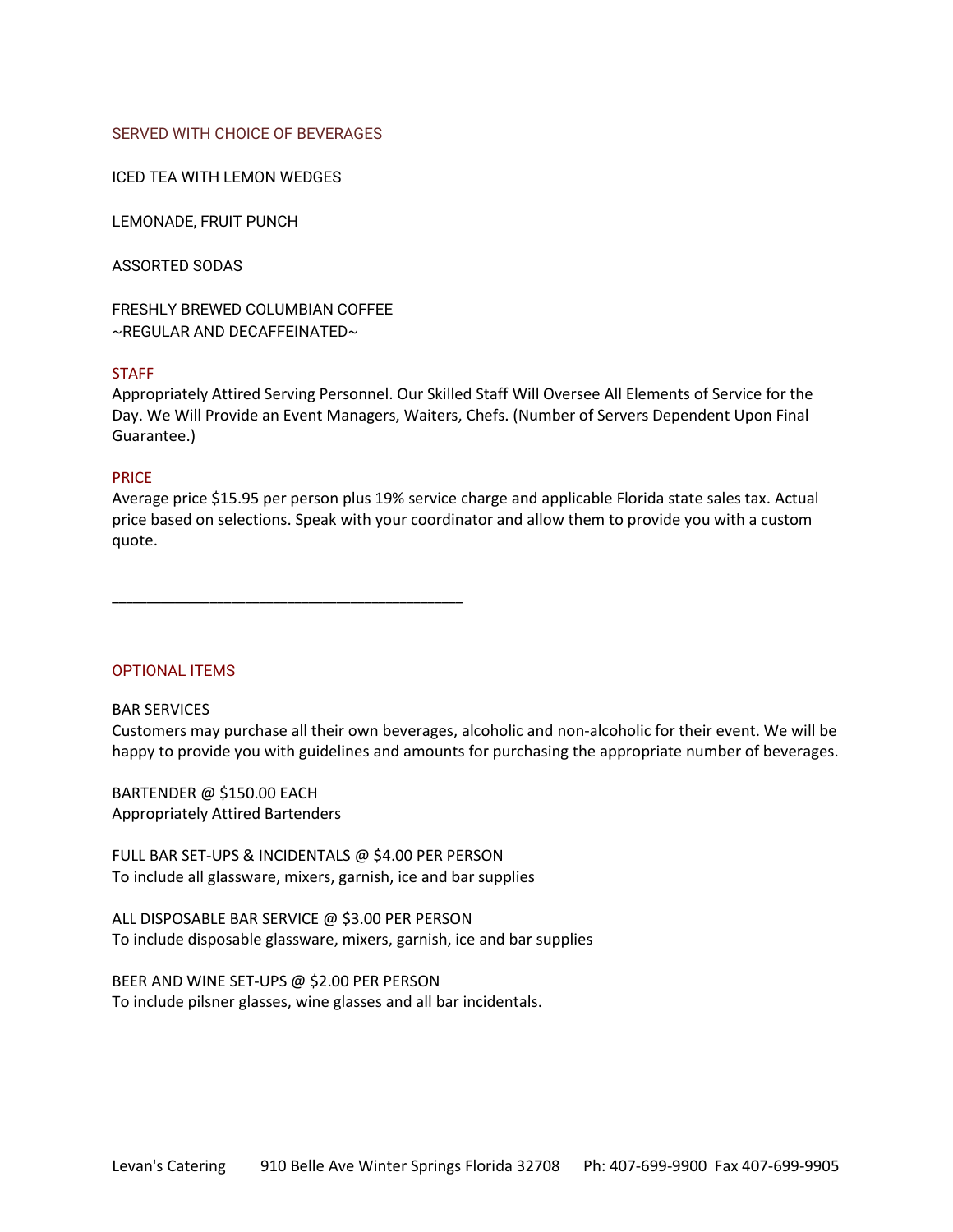## SERVED WITH CHOICE OF BEVERAGES

ICED TEA WITH LEMON WEDGES

LEMONADE, FRUIT PUNCH

ASSORTED SODAS

FRESHLY BREWED COLUMBIAN COFFEE
~REGULAR AND DECAFFEINATED~

## STAFF

Appropriately Attired Serving Personnel. Our Skilled Staff Will Oversee All Elements of Service for the Day. We Will Provide an Event Managers, Waiters, Chefs. (Number of Servers Dependent Upon Final Guarantee.)

## PRICE

Average price $15.95 per person plus 19% service charge and applicable Florida state sales tax. Actual price based on selections. Speak with your coordinator and allow them to provide you with a custom quote.

---

## OPTIONAL ITEMS

BAR SERVICES
Customers may purchase all their own beverages, alcoholic and non-alcoholic for their event. We will be happy to provide you with guidelines and amounts for purchasing the appropriate number of beverages.

BARTENDER @ $150.00 EACH
Appropriately Attired Bartenders

FULL BAR SET-UPS & INCIDENTALS @ $4.00 PER PERSON
To include all glassware, mixers, garnish, ice and bar supplies

ALL DISPOSABLE BAR SERVICE @ $3.00 PER PERSON
To include disposable glassware, mixers, garnish, ice and bar supplies

BEER AND WINE SET-UPS @ $2.00 PER PERSON
To include pilsner glasses, wine glasses and all bar incidentals.

Levan's Catering 910 Belle Ave Winter Springs Florida 32708 Ph: 407-699-9900 Fax 407-699-9905